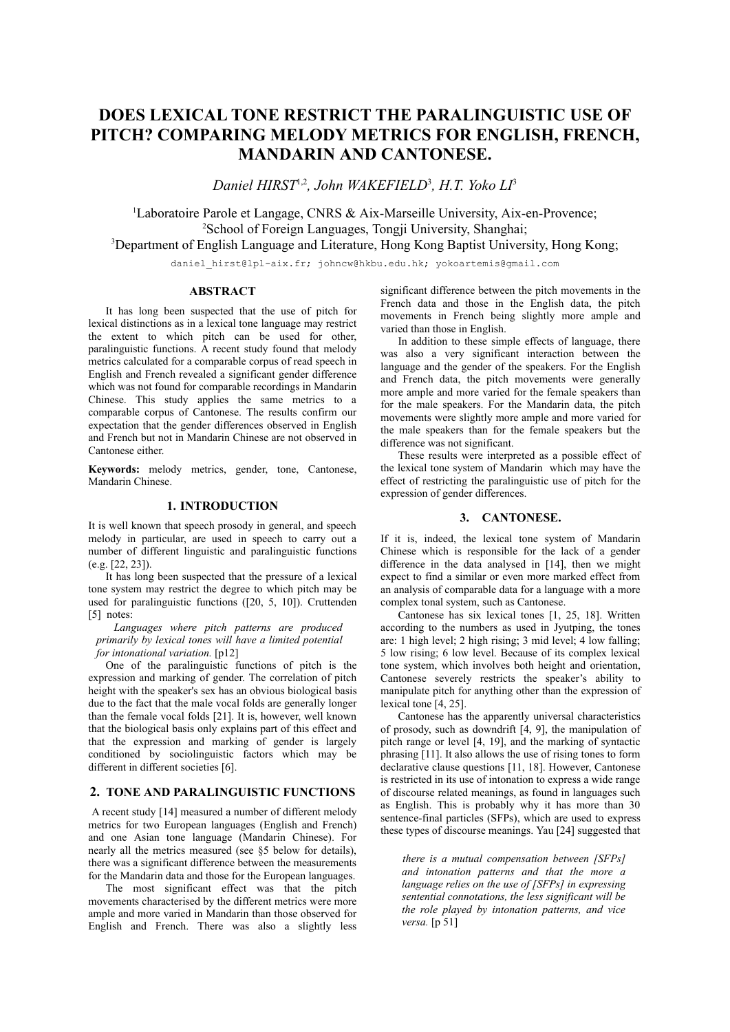# DOES LEXICAL TONE RESTRICT THE PARALINGUISTIC USE OF PITCH? COMPARING MELODY METRICS FOR ENGLISH, FRENCH, MANDARIN AND CANTONESE.

*Daniel HIRST*[1,2], *John WAKEFIELD*[3], *H.T. Yoko LI*[3]

[1]Laboratoire Parole et Langage, CNRS & Aix-Marseille University, Aix-en-Provence;
[2]School of Foreign Languages, Tongji University, Shanghai;
[3]Department of English Language and Literature, Hong Kong Baptist University, Hong Kong;

daniel_hirst@lpl-aix.fr; johncw@hkbu.edu.hk; yokoartemis@gmail.com

## ABSTRACT

It has long been suspected that the use of pitch for lexical distinctions as in a lexical tone language may restrict the extent to which pitch can be used for other, paralinguistic functions. A recent study found that melody metrics calculated for a comparable corpus of read speech in English and French revealed a significant gender difference which was not found for comparable recordings in Mandarin Chinese. This study applies the same metrics to a comparable corpus of Cantonese. The results confirm our expectation that the gender differences observed in English and French but not in Mandarin Chinese are not observed in Cantonese either.

**Keywords:** melody metrics, gender, tone, Cantonese, Mandarin Chinese.

## 1. INTRODUCTION

It is well known that speech prosody in general, and speech melody in particular, are used in speech to carry out a number of different linguistic and paralinguistic functions (e.g. [22, 23]).

It has long been suspected that the pressure of a lexical tone system may restrict the degree to which pitch may be used for paralinguistic functions ([20, 5, 10]). Cruttenden [5] notes:

> *Languages where pitch patterns are produced primarily by lexical tones will have a limited potential for intonational variation.* [p12]

One of the paralinguistic functions of pitch is the expression and marking of gender. The correlation of pitch height with the speaker's sex has an obvious biological basis due to the fact that the male vocal folds are generally longer than the female vocal folds [21]. It is, however, well known that the biological basis only explains part of this effect and that the expression and marking of gender is largely conditioned by sociolinguistic factors which may be different in different societies [6].

## 2. TONE AND PARALINGUISTIC FUNCTIONS

A recent study [14] measured a number of different melody metrics for two European languages (English and French) and one Asian tone language (Mandarin Chinese). For nearly all the metrics measured (see §5 below for details), there was a significant difference between the measurements for the Mandarin data and those for the European languages.

The most significant effect was that the pitch movements characterised by the different metrics were more ample and more varied in Mandarin than those observed for English and French. There was also a slightly less significant difference between the pitch movements in the French data and those in the English data, the pitch movements in French being slightly more ample and varied than those in English.

In addition to these simple effects of language, there was also a very significant interaction between the language and the gender of the speakers. For the English and French data, the pitch movements were generally more ample and more varied for the female speakers than for the male speakers. For the Mandarin data, the pitch movements were slightly more ample and more varied for the male speakers than for the female speakers but the difference was not significant.

These results were interpreted as a possible effect of the lexical tone system of Mandarin which may have the effect of restricting the paralinguistic use of pitch for the expression of gender differences.

## 3. CANTONESE.

If it is, indeed, the lexical tone system of Mandarin Chinese which is responsible for the lack of a gender difference in the data analysed in [14], then we might expect to find a similar or even more marked effect from an analysis of comparable data for a language with a more complex tonal system, such as Cantonese.

Cantonese has six lexical tones [1, 25, 18]. Written according to the numbers as used in Jyutping, the tones are: 1 high level; 2 high rising; 3 mid level; 4 low falling; 5 low rising; 6 low level. Because of its complex lexical tone system, which involves both height and orientation, Cantonese severely restricts the speaker's ability to manipulate pitch for anything other than the expression of lexical tone [4, 25].

Cantonese has the apparently universal characteristics of prosody, such as downdrift [4, 9], the manipulation of pitch range or level [4, 19], and the marking of syntactic phrasing [11]. It also allows the use of rising tones to form declarative clause questions [11, 18]. However, Cantonese is restricted in its use of intonation to express a wide range of discourse related meanings, as found in languages such as English. This is probably why it has more than 30 sentence-final particles (SFPs), which are used to express these types of discourse meanings. Yau [24] suggested that

> *there is a mutual compensation between [SFPs] and intonation patterns and that the more a language relies on the use of [SFPs] in expressing sentential connotations, the less significant will be the role played by intonation patterns, and vice versa.* [p 51]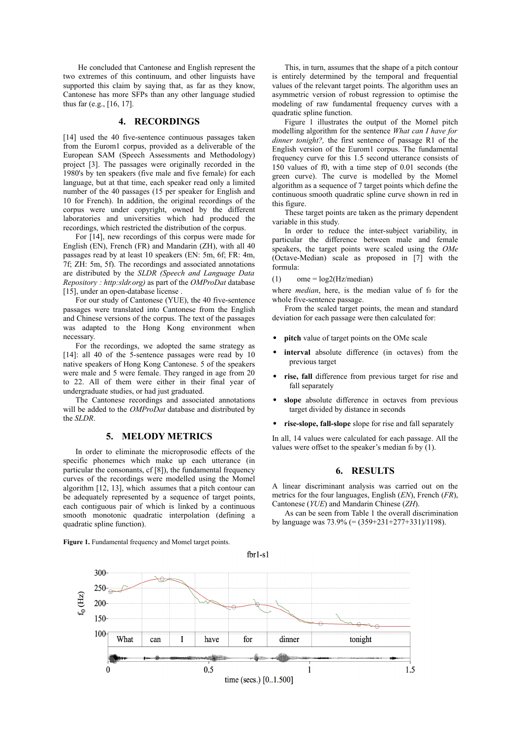He concluded that Cantonese and English represent the two extremes of this continuum, and other linguists have supported this claim by saying that, as far as they know, Cantonese has more SFPs than any other language studied thus far (e.g., [16, 17].

## 4. RECORDINGS

[14] used the 40 five-sentence continuous passages taken from the Eurom1 corpus, provided as a deliverable of the European SAM (Speech Assessments and Methodology) project [3]. The passages were originally recorded in the 1980's by ten speakers (five male and five female) for each language, but at that time, each speaker read only a limited number of the 40 passages (15 per speaker for English and 10 for French). In addition, the original recordings of the corpus were under copyright, owned by the different laboratories and universities which had produced the recordings, which restricted the distribution of the corpus.

For [14], new recordings of this corpus were made for English (EN), French (FR) and Mandarin (ZH), with all 40 passages read by at least 10 speakers (EN: 5m, 6f; FR: 4m, 7f; ZH: 5m, 5f). The recordings and associated annotations are distributed by the *SLDR (Speech and Language Data Repository : http:sldr.org)* as part of the *OMProDat* database [15], under an open-database license .

For our study of Cantonese (YUE), the 40 five-sentence passages were translated into Cantonese from the English and Chinese versions of the corpus. The text of the passages was adapted to the Hong Kong environment when necessary.

For the recordings, we adopted the same strategy as [14]: all 40 of the 5-sentence passages were read by 10 native speakers of Hong Kong Cantonese. 5 of the speakers were male and 5 were female. They ranged in age from 20 to 22. All of them were either in their final year of undergraduate studies, or had just graduated.

The Cantonese recordings and associated annotations will be added to the *OMProDat* database and distributed by the *SLDR*.

## 5. MELODY METRICS

In order to eliminate the microprosodic effects of the specific phonemes which make up each utterance (in particular the consonants, cf [8]), the fundamental frequency curves of the recordings were modelled using the Momel algorithm [12, 13], which assumes that a pitch contour can be adequately represented by a sequence of target points, each contiguous pair of which is linked by a continuous smooth monotonic quadratic interpolation (defining a quadratic spline function).

This, in turn, assumes that the shape of a pitch contour is entirely determined by the temporal and frequential values of the relevant target points. The algorithm uses an asymmetric version of robust regression to optimise the modeling of raw fundamental frequency curves with a quadratic spline function.

Figure 1 illustrates the output of the Momel pitch modelling algorithm for the sentence *What can I have for dinner tonight?,* the first sentence of passage R1 of the English version of the Eurom1 corpus. The fundamental frequency curve for this 1.5 second utterance consists of 150 values of f0, with a time step of 0.01 seconds (the green curve). The curve is modelled by the Momel algorithm as a sequence of 7 target points which define the continuous smooth quadratic spline curve shown in red in this figure.

These target points are taken as the primary dependent variable in this study.

In order to reduce the inter-subject variability, in particular the difference between male and female speakers, the target points were scaled using the *OMe* (Octave-Median) scale as proposed in [7] with the formula:

(1) $\quad ome = \log_2(Hz/median)$

where *median*, here, is the median value of $f_0$ for the whole five-sentence passage.

From the scaled target points, the mean and standard deviation for each passage were then calculated for:

- **pitch** value of target points on the OMe scale
- **interval** absolute difference (in octaves) from the previous target
- **rise, fall** difference from previous target for rise and fall separately
- **slope** absolute difference in octaves from previous target divided by distance in seconds
- **rise-slope, fall-slope** slope for rise and fall separately

In all, 14 values were calculated for each passage. All the values were offset to the speaker's median $f_0$ by (1).

## 6. RESULTS

A linear discriminant analysis was carried out on the metrics for the four languages, English (*EN*), French (*FR*), Cantonese (*YUE*) and Mandarin Chinese (*ZH*).

As can be seen from Table 1 the overall discrimination by language was 73.9% (= (359+231+277+331)/1198).

**Figure 1.** Fundamental frequency and Momel target points.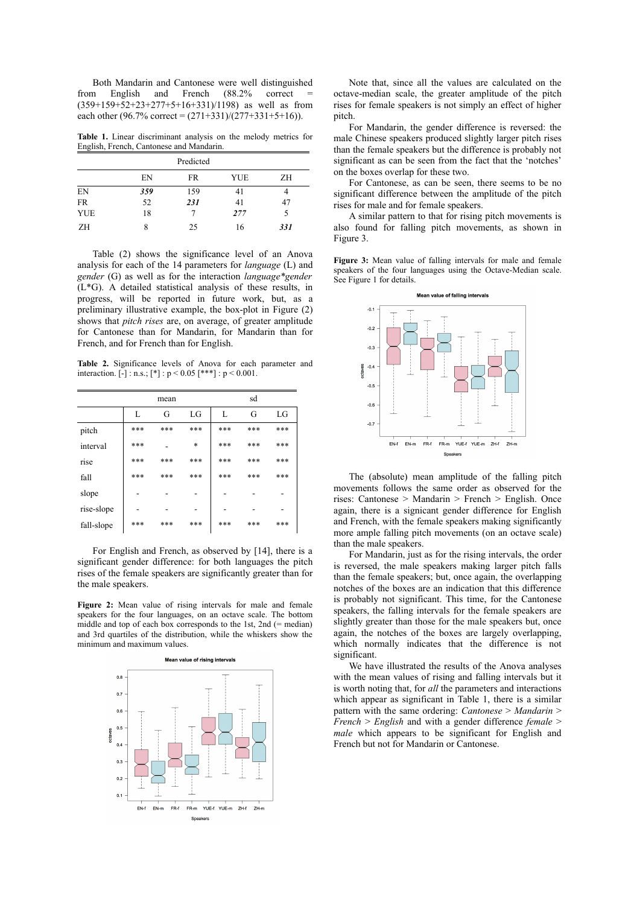Both Mandarin and Cantonese were well distinguished from English and French (88.2% correct = (359+159+52+23+277+5+16+331)/1198) as well as from each other (96.7% correct = (271+331)/(277+331+5+16)).

**Table 1.** Linear discriminant analysis on the melody metrics for English, French, Cantonese and Mandarin.

| | Predicted | | | |
|---|---|---|---|---|
| | EN | FR | YUE | ZH |
| EN | ***359*** | 159 | 41 | 4 |
| FR | 52 | ***231*** | 41 | 47 |
| YUE | 18 | 7 | ***277*** | 5 |
| ZH | 8 | 25 | 16 | ***331*** |

Table (2) shows the significance level of an Anova analysis for each of the 14 parameters for *language* (L) and *gender* (G) as well as for the interaction *language*gender* (L*G). A detailed statistical analysis of these results, in progress, will be reported in future work, but, as a preliminary illustrative example, the box-plot in Figure (2) shows that *pitch rises* are, on average, of greater amplitude for Cantonese than for Mandarin, for Mandarin than for French, and for French than for English.

**Table 2.** Significance levels of Anova for each parameter and interaction. [-] : n.s.; [*] : $p < 0.05$ [***] : $p < 0.001$.

| | mean | | | sd | | |
|---|---|---|---|---|---|---|
| | L | G | LG | L | G | LG |
| pitch | *** | *** | *** | *** | *** | *** |
| interval | *** | - | * | *** | *** | *** |
| rise | *** | *** | *** | *** | *** | *** |
| fall | *** | *** | *** | *** | *** | *** |
| slope | - | - | - | - | - | - |
| rise-slope | - | - | - | - | - | - |
| fall-slope | *** | *** | *** | *** | *** | *** |

For English and French, as observed by [14], there is a significant gender difference: for both languages the pitch rises of the female speakers are significantly greater than for the male speakers.

**Figure 2:** Mean value of rising intervals for male and female speakers for the four languages, on an octave scale. The bottom middle and top of each box corresponds to the 1st, 2nd (= median) and 3rd quartiles of the distribution, while the whiskers show the minimum and maximum values.

Note that, since all the values are calculated on the octave-median scale, the greater amplitude of the pitch rises for female speakers is not simply an effect of higher pitch.

For Mandarin, the gender difference is reversed: the male Chinese speakers produced slightly larger pitch rises than the female speakers but the difference is probably not significant as can be seen from the fact that the 'notches' on the boxes overlap for these two.

For Cantonese, as can be seen, there seems to be no significant difference between the amplitude of the pitch rises for male and for female speakers.

A similar pattern to that for rising pitch movements is also found for falling pitch movements, as shown in Figure 3.

**Figure 3:** Mean value of falling intervals for male and female speakers of the four languages using the Octave-Median scale. See Figure 1 for details.

The (absolute) mean amplitude of the falling pitch movements follows the same order as observed for the rises: Cantonese > Mandarin > French > English. Once again, there is a signicant gender difference for English and French, with the female speakers making significantly more ample falling pitch movements (on an octave scale) than the male speakers.

For Mandarin, just as for the rising intervals, the order is reversed, the male speakers making larger pitch falls than the female speakers; but, once again, the overlapping notches of the boxes are an indication that this difference is probably not significant. This time, for the Cantonese speakers, the falling intervals for the female speakers are slightly greater than those for the male speakers but, once again, the notches of the boxes are largely overlapping, which normally indicates that the difference is not significant.

We have illustrated the results of the Anova analyses with the mean values of rising and falling intervals but it is worth noting that, for *all* the parameters and interactions which appear as significant in Table 1, there is a similar pattern with the same ordering: *Cantonese* > *Mandarin* > *French* > *English* and with a gender difference *female* > *male* which appears to be significant for English and French but not for Mandarin or Cantonese.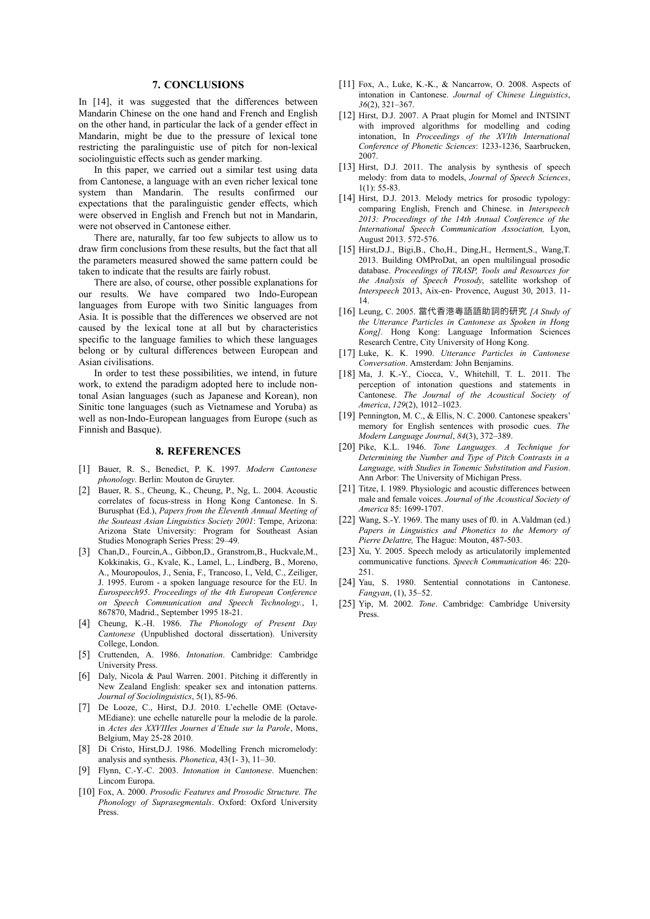## 7. CONCLUSIONS

In [14], it was suggested that the differences between Mandarin Chinese on the one hand and French and English on the other hand, in particular the lack of a gender effect in Mandarin, might be due to the pressure of lexical tone restricting the paralinguistic use of pitch for non-lexical sociolinguistic effects such as gender marking.

In this paper, we carried out a similar test using data from Cantonese, a language with an even richer lexical tone system than Mandarin. The results confirmed our expectations that the paralinguistic gender effects, which were observed in English and French but not in Mandarin, were not observed in Cantonese either.

There are, naturally, far too few subjects to allow us to draw firm conclusions from these results, but the fact that all the parameters measured showed the same pattern could be taken to indicate that the results are fairly robust.

There are also, of course, other possible explanations for our results. We have compared two Indo-European languages from Europe with two Sinitic languages from Asia. It is possible that the differences we observed are not caused by the lexical tone at all but by characteristics specific to the language families to which these languages belong or by cultural differences between European and Asian civilisations.

In order to test these possibilities, we intend, in future work, to extend the paradigm adopted here to include non-tonal Asian languages (such as Japanese and Korean), non Sinitic tone languages (such as Vietnamese and Yoruba) as well as non-Indo-European languages from Europe (such as Finnish and Basque).

## 8. REFERENCES

[1] Bauer, R. S., Benedict, P. K. 1997. *Modern Cantonese phonology*. Berlin: Mouton de Gruyter.

[2] Bauer, R. S., Cheung, K., Cheung, P., Ng, L. 2004. Acoustic correlates of focus-stress in Hong Kong Cantonese. In S. Burusphat (Ed.), *Papers from the Eleventh Annual Meeting of the Souteast Asian Linguistics Society 2001*: Tempe, Arizona: Arizona State University: Program for Southeast Asian Studies Monograph Series Press: 29–49.

[3] Chan,D., Fourcin,A., Gibbon,D., Granstrom,B., Huckvale,M., Kokkinakis, G., Kvale, K., Lamel, L., Lindberg, B., Moreno, A., Mouropoulos, J., Senia, F., Trancoso, I., Veld, C., Zeiliger, J. 1995. Eurom - a spoken language resource for the EU. In *Eurospeech95*. *Proceedings of the 4th European Conference on Speech Communication and Speech Technology.*, 1, 867870, Madrid., September 1995 18-21.

[4] Cheung, K.-H. 1986. *The Phonology of Present Day Cantonese* (Unpublished doctoral dissertation). University College, London.

[5] Cruttenden, A. 1986. *Intonation*. Cambridge: Cambridge University Press.

[6] Daly, Nicola & Paul Warren. 2001. Pitching it differently in New Zealand English: speaker sex and intonation patterns. *Journal of Sociolinguistics*, 5(1), 85-96.

[7] De Looze, C., Hirst, D.J. 2010. L'echelle OME (Octave-MEdiane): une echelle naturelle pour la melodie de la parole. in *Actes des XXVIIIes Journes d'Etude sur la Parole*, Mons, Belgium, May 25-28 2010.

[8] Di Cristo, Hirst,D.J. 1986. Modelling French micromelody: analysis and synthesis. *Phonetica*, 43(1- 3), 11–30.

[9] Flynn, C.-Y.-C. 2003. *Intonation in Cantonese*. Muenchen: Lincom Europa.

[10] Fox, A. 2000. *Prosodic Features and Prosodic Structure. The Phonology of Suprasegmentals*. Oxford: Oxford University Press.

[11] Fox, A., Luke, K.-K., & Nancarrow, O. 2008. Aspects of intonation in Cantonese. *Journal of Chinese Linguistics*, *36*(2), 321–367.

[12] Hirst, D.J. 2007. A Praat plugin for Momel and INTSINT with improved algorithms for modelling and coding intonation, In *Proceedings of the XVIth International Conference of Phonetic Sciences*: 1233-1236, Saarbrucken, 2007.

[13] Hirst, D.J. 2011. The analysis by synthesis of speech melody: from data to models, *Journal of Speech Sciences*, 1(1): 55-83.

[14] Hirst, D.J. 2013. Melody metrics for prosodic typology: comparing English, French and Chinese. in *Interspeech 2013: Proceedings of the 14th Annual Conference of the International Speech Communication Association,* Lyon, August 2013. 572-576.

[15] Hirst,D.J., Bigi,B., Cho,H., Ding,H., Herment,S., Wang,T. 2013. Building OMProDat, an open multilingual prosodic database. *Proceedings of TRASP, Tools and Resources for the Analysis of Speech Prosody*, satellite workshop of *Interspeech* 2013, Aix-en- Provence, August 30, 2013. 11-14.

[16] Leung, C. 2005. 當代香港粵語語助詞的研究 *[A Study of the Utterance Particles in Cantonese as Spoken in Hong Kong]*. Hong Kong: Language Information Sciences Research Centre, City University of Hong Kong.

[17] Luke, K. K. 1990. *Utterance Particles in Cantonese Conversation*. Amsterdam: John Benjamins.

[18] Ma, J. K.-Y., Ciocca, V., Whitehill, T. L. 2011. The perception of intonation questions and statements in Cantonese. *The Journal of the Acoustical Society of America*, *129*(2), 1012–1023.

[19] Pennington, M. C., & Ellis, N. C. 2000. Cantonese speakers' memory for English sentences with prosodic cues. *The Modern Language Journal*, *84*(3), 372–389.

[20] Pike, K.L. 1946. *Tone Languages. A Technique for Determining the Number and Type of Pitch Contrasts in a Language, with Studies in Tonemic Substitution and Fusion*. Ann Arbor: The University of Michigan Press.

[21] Titze, I. 1989. Physiologic and acoustic differences between male and female voices. *Journal of the Acoustical Society of America* 85: 1699-1707.

[22] Wang, S.-Y. 1969. The many uses of f0. in A.Valdman (ed.) *Papers in Linguistics and Phonetics to the Memory of Pierre Delattre,* The Hague: Mouton, 487-503.

[23] Xu, Y. 2005. Speech melody as articulatorily implemented communicative functions. *Speech Communication* 46: 220-251.

[24] Yau, S. 1980. Sentential connotations in Cantonese. *Fangyan*, (1), 35–52.

[25] Yip, M. 2002. *Tone*. Cambridge: Cambridge University Press.